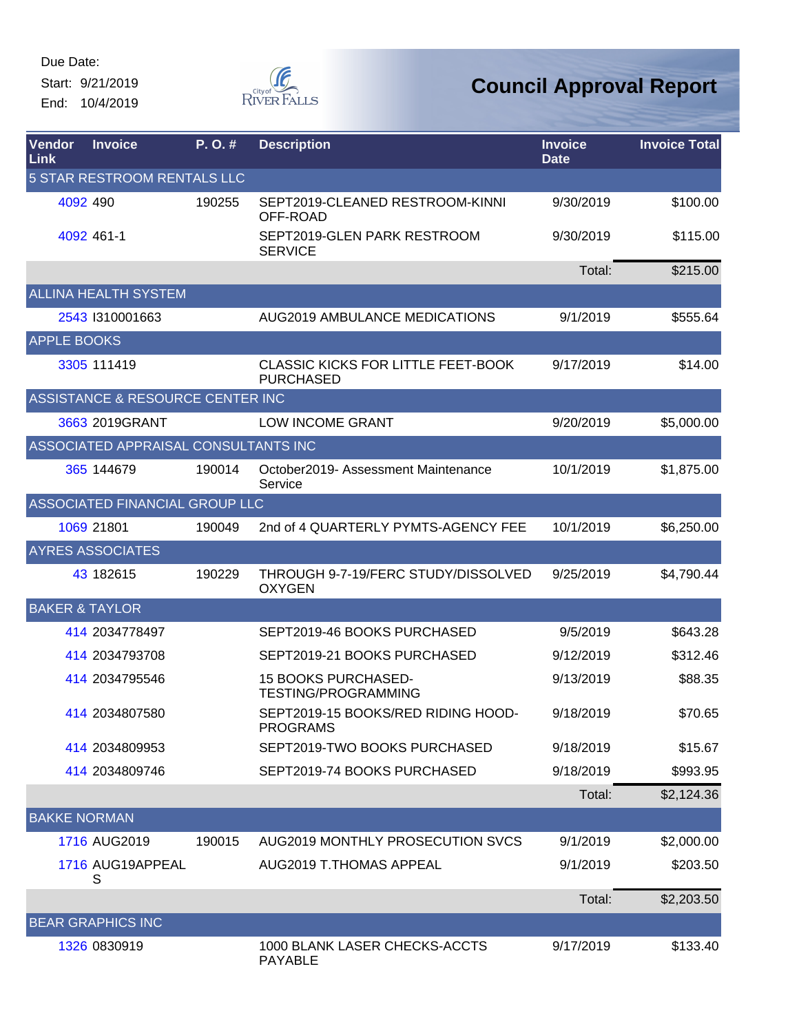Due Date:
Start: 9/21/2019
End: 10/4/2019

# Council Approval Report

| Vendor Link | Invoice | P. O. # | Description | Invoice Date | Invoice Total |
|---|---|---|---|---|---|
| 5 STAR RESTROOM RENTALS LLC | | | | | |
| 4092 | 490 | 190255 | SEPT2019-CLEANED RESTROOM-KINNI OFF-ROAD | 9/30/2019 | $100.00 |
| 4092 | 461-1 | | SEPT2019-GLEN PARK RESTROOM SERVICE | 9/30/2019 | $115.00 |
| | | | | Total: | $215.00 |
| ALLINA HEALTH SYSTEM | | | | | |
| 2543 | I310001663 | | AUG2019 AMBULANCE MEDICATIONS | 9/1/2019 | $555.64 |
| APPLE BOOKS | | | | | |
| 3305 | 111419 | | CLASSIC KICKS FOR LITTLE FEET-BOOK PURCHASED | 9/17/2019 | $14.00 |
| ASSISTANCE & RESOURCE CENTER INC | | | | | |
| 3663 | 2019GRANT | | LOW INCOME GRANT | 9/20/2019 | $5,000.00 |
| ASSOCIATED APPRAISAL CONSULTANTS INC | | | | | |
| 365 | 144679 | 190014 | October2019- Assessment Maintenance Service | 10/1/2019 | $1,875.00 |
| ASSOCIATED FINANCIAL GROUP LLC | | | | | |
| 1069 | 21801 | 190049 | 2nd of 4 QUARTERLY PYMTS-AGENCY FEE | 10/1/2019 | $6,250.00 |
| AYRES ASSOCIATES | | | | | |
| 43 | 182615 | 190229 | THROUGH 9-7-19/FERC STUDY/DISSOLVED OXYGEN | 9/25/2019 | $4,790.44 |
| BAKER & TAYLOR | | | | | |
| 414 | 2034778497 | | SEPT2019-46 BOOKS PURCHASED | 9/5/2019 | $643.28 |
| 414 | 2034793708 | | SEPT2019-21 BOOKS PURCHASED | 9/12/2019 | $312.46 |
| 414 | 2034795546 | | 15 BOOKS PURCHASED-TESTING/PROGRAMMING | 9/13/2019 | $88.35 |
| 414 | 2034807580 | | SEPT2019-15 BOOKS/RED RIDING HOOD-PROGRAMS | 9/18/2019 | $70.65 |
| 414 | 2034809953 | | SEPT2019-TWO BOOKS PURCHASED | 9/18/2019 | $15.67 |
| 414 | 2034809746 | | SEPT2019-74 BOOKS PURCHASED | 9/18/2019 | $993.95 |
| | | | | Total: | $2,124.36 |
| BAKKE NORMAN | | | | | |
| 1716 | AUG2019 | 190015 | AUG2019 MONTHLY PROSECUTION SVCS | 9/1/2019 | $2,000.00 |
| 1716 | AUG19APPEALS | | AUG2019 T.THOMAS APPEAL | 9/1/2019 | $203.50 |
| | | | | Total: | $2,203.50 |
| BEAR GRAPHICS INC | | | | | |
| 1326 | 0830919 | | 1000 BLANK LASER CHECKS-ACCTS PAYABLE | 9/17/2019 | $133.40 |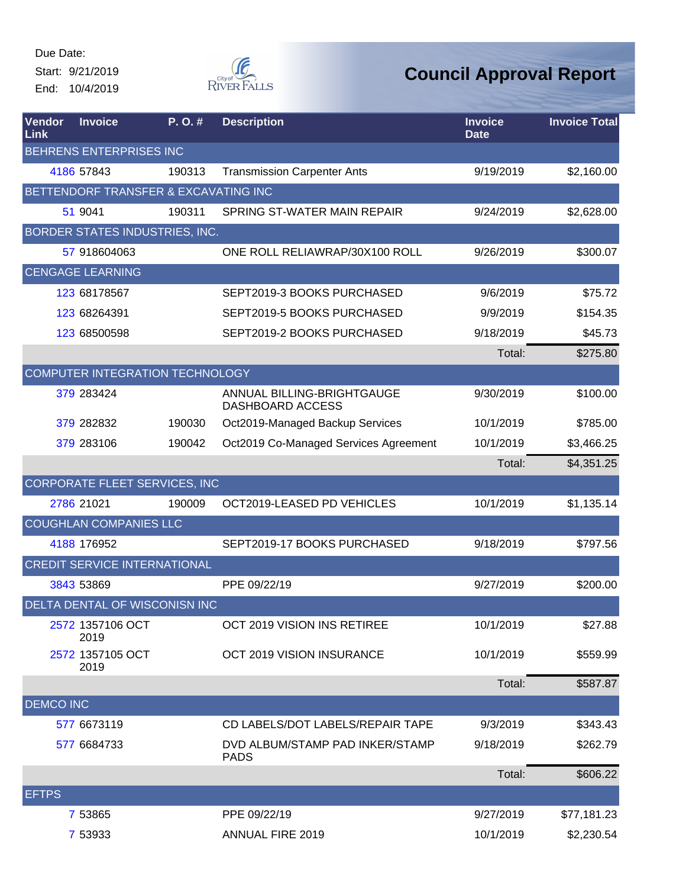Due Date:
Start: 9/21/2019
End: 10/4/2019

# Council Approval Report

| Vendor Link | Invoice | P. O. # | Description | Invoice Date | Invoice Total |
|---|---|---|---|---|---|
| BEHRENS ENTERPRISES INC | | | | | |
| 4186 | 57843 | 190313 | Transmission Carpenter Ants | 9/19/2019 | $2,160.00 |
| BETTENDORF TRANSFER & EXCAVATING INC | | | | | |
| 51 | 9041 | 190311 | SPRING ST-WATER MAIN REPAIR | 9/24/2019 | $2,628.00 |
| BORDER STATES INDUSTRIES, INC. | | | | | |
| 57 | 918604063 | | ONE ROLL RELIAWRAP/30X100 ROLL | 9/26/2019 | $300.07 |
| CENGAGE LEARNING | | | | | |
| 123 | 68178567 | | SEPT2019-3 BOOKS PURCHASED | 9/6/2019 | $75.72 |
| 123 | 68264391 | | SEPT2019-5 BOOKS PURCHASED | 9/9/2019 | $154.35 |
| 123 | 68500598 | | SEPT2019-2 BOOKS PURCHASED | 9/18/2019 | $45.73 |
| | | | | Total: | $275.80 |
| COMPUTER INTEGRATION TECHNOLOGY | | | | | |
| 379 | 283424 | | ANNUAL BILLING-BRIGHTGAUGE DASHBOARD ACCESS | 9/30/2019 | $100.00 |
| 379 | 282832 | 190030 | Oct2019-Managed Backup Services | 10/1/2019 | $785.00 |
| 379 | 283106 | 190042 | Oct2019 Co-Managed Services Agreement | 10/1/2019 | $3,466.25 |
| | | | | Total: | $4,351.25 |
| CORPORATE FLEET SERVICES, INC | | | | | |
| 2786 | 21021 | 190009 | OCT2019-LEASED PD VEHICLES | 10/1/2019 | $1,135.14 |
| COUGHLAN COMPANIES LLC | | | | | |
| 4188 | 176952 | | SEPT2019-17 BOOKS PURCHASED | 9/18/2019 | $797.56 |
| CREDIT SERVICE INTERNATIONAL | | | | | |
| 3843 | 53869 | | PPE 09/22/19 | 9/27/2019 | $200.00 |
| DELTA DENTAL OF WISCONISN INC | | | | | |
| 2572 | 1357106 OCT 2019 | | OCT 2019 VISION INS RETIREE | 10/1/2019 | $27.88 |
| 2572 | 1357105 OCT 2019 | | OCT 2019 VISION INSURANCE | 10/1/2019 | $559.99 |
| | | | | Total: | $587.87 |
| DEMCO INC | | | | | |
| 577 | 6673119 | | CD LABELS/DOT LABELS/REPAIR TAPE | 9/3/2019 | $343.43 |
| 577 | 6684733 | | DVD ALBUM/STAMP PAD INKER/STAMP PADS | 9/18/2019 | $262.79 |
| | | | | Total: | $606.22 |
| EFTPS | | | | | |
| 7 | 53865 | | PPE 09/22/19 | 9/27/2019 | $77,181.23 |
| 7 | 53933 | | ANNUAL FIRE 2019 | 10/1/2019 | $2,230.54 |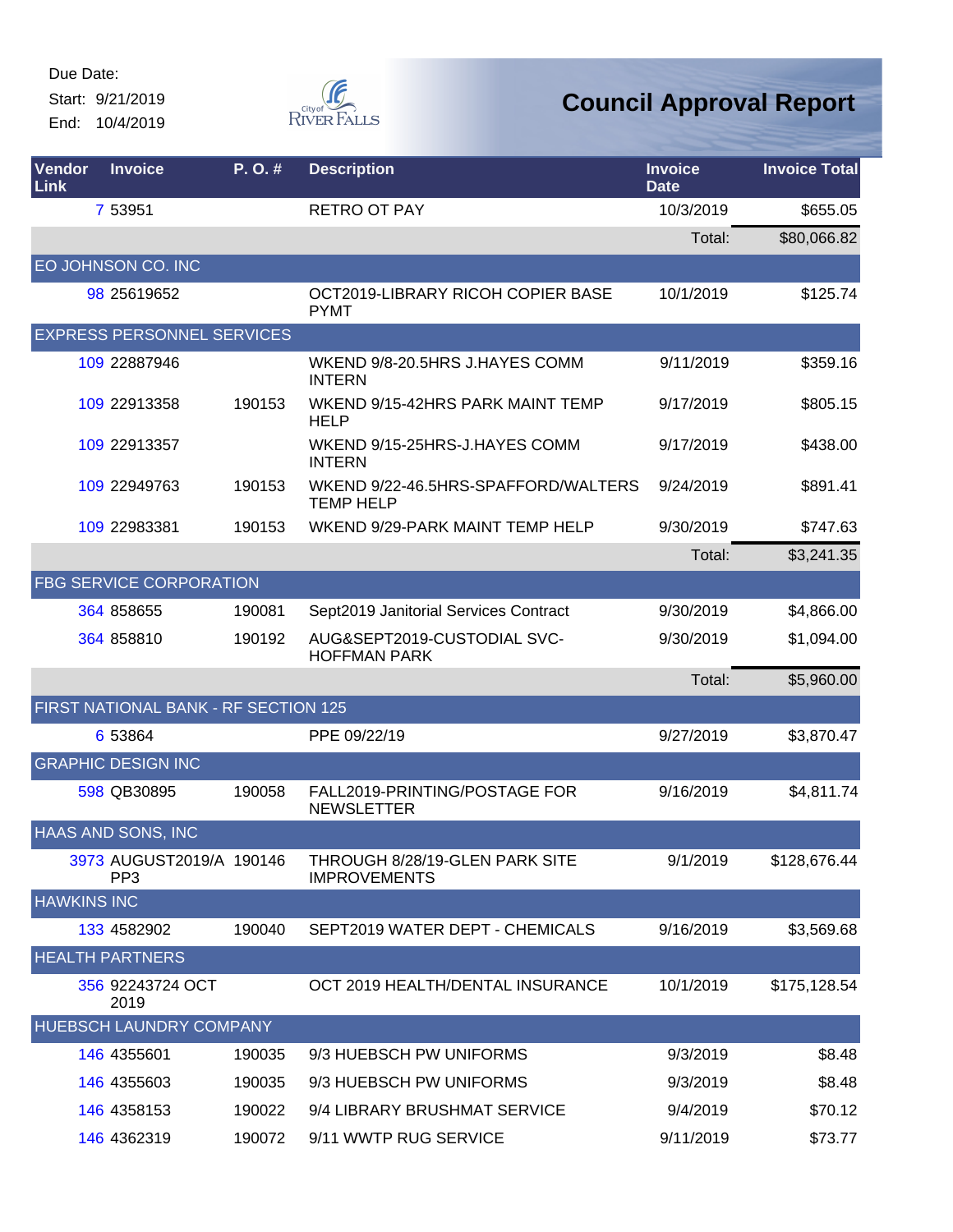Due Date:
Start: 9/21/2019
End: 10/4/2019

# Council Approval Report

| Vendor Link | Invoice | P. O. # | Description | Invoice Date | Invoice Total |
|---|---|---|---|---|---|
| 7 | 53951 | | RETRO OT PAY | 10/3/2019 | $655.05 |
| | | | | Total: | $80,066.82 |
| EO JOHNSON CO. INC | | | | | |
| 98 | 25619652 | | OCT2019-LIBRARY RICOH COPIER BASE PYMT | 10/1/2019 | $125.74 |
| EXPRESS PERSONNEL SERVICES | | | | | |
| 109 | 22887946 | | WKEND 9/8-20.5HRS J.HAYES COMM INTERN | 9/11/2019 | $359.16 |
| 109 | 22913358 | 190153 | WKEND 9/15-42HRS PARK MAINT TEMP HELP | 9/17/2019 | $805.15 |
| 109 | 22913357 | | WKEND 9/15-25HRS-J.HAYES COMM INTERN | 9/17/2019 | $438.00 |
| 109 | 22949763 | 190153 | WKEND 9/22-46.5HRS-SPAFFORD/WALTERS TEMP HELP | 9/24/2019 | $891.41 |
| 109 | 22983381 | 190153 | WKEND 9/29-PARK MAINT TEMP HELP | 9/30/2019 | $747.63 |
| | | | | Total: | $3,241.35 |
| FBG SERVICE CORPORATION | | | | | |
| 364 | 858655 | 190081 | Sept2019 Janitorial Services Contract | 9/30/2019 | $4,866.00 |
| 364 | 858810 | 190192 | AUG&SEPT2019-CUSTODIAL SVC-HOFFMAN PARK | 9/30/2019 | $1,094.00 |
| | | | | Total: | $5,960.00 |
| FIRST NATIONAL BANK - RF SECTION 125 | | | | | |
| 6 | 53864 | | PPE 09/22/19 | 9/27/2019 | $3,870.47 |
| GRAPHIC DESIGN INC | | | | | |
| 598 | QB30895 | 190058 | FALL2019-PRINTING/POSTAGE FOR NEWSLETTER | 9/16/2019 | $4,811.74 |
| HAAS AND SONS, INC | | | | | |
| 3973 | AUGUST2019/A PP3 | 190146 | THROUGH 8/28/19-GLEN PARK SITE IMPROVEMENTS | 9/1/2019 | $128,676.44 |
| HAWKINS INC | | | | | |
| 133 | 4582902 | 190040 | SEPT2019 WATER DEPT - CHEMICALS | 9/16/2019 | $3,569.68 |
| HEALTH PARTNERS | | | | | |
| 356 | 92243724 OCT 2019 | | OCT 2019 HEALTH/DENTAL INSURANCE | 10/1/2019 | $175,128.54 |
| HUEBSCH LAUNDRY COMPANY | | | | | |
| 146 | 4355601 | 190035 | 9/3 HUEBSCH PW UNIFORMS | 9/3/2019 | $8.48 |
| 146 | 4355603 | 190035 | 9/3 HUEBSCH PW UNIFORMS | 9/3/2019 | $8.48 |
| 146 | 4358153 | 190022 | 9/4 LIBRARY BRUSHMAT SERVICE | 9/4/2019 | $70.12 |
| 146 | 4362319 | 190072 | 9/11 WWTP RUG SERVICE | 9/11/2019 | $73.77 |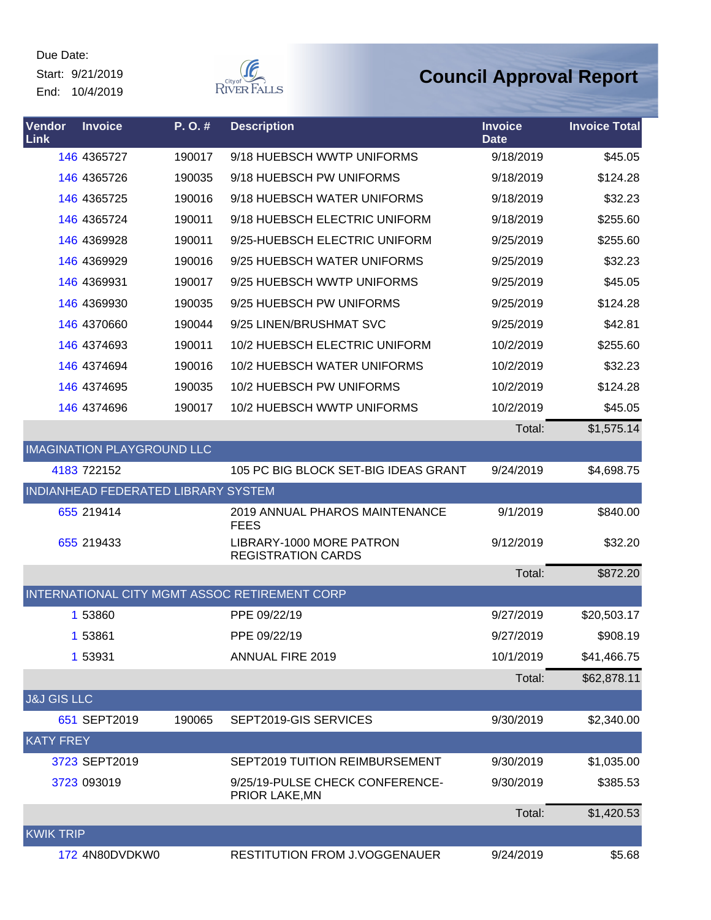Due Date:
Start: 9/21/2019
End: 10/4/2019

City of River Falls

# Council Approval Report

| Vendor Link | Invoice | P. O. # | Description | Invoice Date | Invoice Total |
|---|---|---|---|---|---|
| 146 | 4365727 | 190017 | 9/18 HUEBSCH WWTP UNIFORMS | 9/18/2019 | $45.05 |
| 146 | 4365726 | 190035 | 9/18 HUEBSCH PW UNIFORMS | 9/18/2019 | $124.28 |
| 146 | 4365725 | 190016 | 9/18 HUEBSCH WATER UNIFORMS | 9/18/2019 | $32.23 |
| 146 | 4365724 | 190011 | 9/18 HUEBSCH ELECTRIC UNIFORM | 9/18/2019 | $255.60 |
| 146 | 4369928 | 190011 | 9/25-HUEBSCH ELECTRIC UNIFORM | 9/25/2019 | $255.60 |
| 146 | 4369929 | 190016 | 9/25 HUEBSCH WATER UNIFORMS | 9/25/2019 | $32.23 |
| 146 | 4369931 | 190017 | 9/25 HUEBSCH WWTP UNIFORMS | 9/25/2019 | $45.05 |
| 146 | 4369930 | 190035 | 9/25 HUEBSCH PW UNIFORMS | 9/25/2019 | $124.28 |
| 146 | 4370660 | 190044 | 9/25 LINEN/BRUSHMAT SVC | 9/25/2019 | $42.81 |
| 146 | 4374693 | 190011 | 10/2 HUEBSCH ELECTRIC UNIFORM | 10/2/2019 | $255.60 |
| 146 | 4374694 | 190016 | 10/2 HUEBSCH WATER UNIFORMS | 10/2/2019 | $32.23 |
| 146 | 4374695 | 190035 | 10/2 HUEBSCH PW UNIFORMS | 10/2/2019 | $124.28 |
| 146 | 4374696 | 190017 | 10/2 HUEBSCH WWTP UNIFORMS | 10/2/2019 | $45.05 |
| | | | | Total: | $1,575.14 |
| IMAGINATION PLAYGROUND LLC | | | | | |
| 4183 | 722152 | | 105 PC BIG BLOCK SET-BIG IDEAS GRANT | 9/24/2019 | $4,698.75 |
| INDIANHEAD FEDERATED LIBRARY SYSTEM | | | | | |
| 655 | 219414 | | 2019 ANNUAL PHAROS MAINTENANCE FEES | 9/1/2019 | $840.00 |
| 655 | 219433 | | LIBRARY-1000 MORE PATRON REGISTRATION CARDS | 9/12/2019 | $32.20 |
| | | | | Total: | $872.20 |
| INTERNATIONAL CITY MGMT ASSOC RETIREMENT CORP | | | | | |
| 1 | 53860 | | PPE 09/22/19 | 9/27/2019 | $20,503.17 |
| 1 | 53861 | | PPE 09/22/19 | 9/27/2019 | $908.19 |
| 1 | 53931 | | ANNUAL FIRE 2019 | 10/1/2019 | $41,466.75 |
| | | | | Total: | $62,878.11 |
| J&J GIS LLC | | | | | |
| 651 | SEPT2019 | 190065 | SEPT2019-GIS SERVICES | 9/30/2019 | $2,340.00 |
| KATY FREY | | | | | |
| 3723 | SEPT2019 | | SEPT2019 TUITION REIMBURSEMENT | 9/30/2019 | $1,035.00 |
| 3723 | 093019 | | 9/25/19-PULSE CHECK CONFERENCE-PRIOR LAKE,MN | 9/30/2019 | $385.53 |
| | | | | Total: | $1,420.53 |
| KWIK TRIP | | | | | |
| 172 | 4N80DVDKW0 | | RESTITUTION FROM J.VOGGENAUER | 9/24/2019 | $5.68 |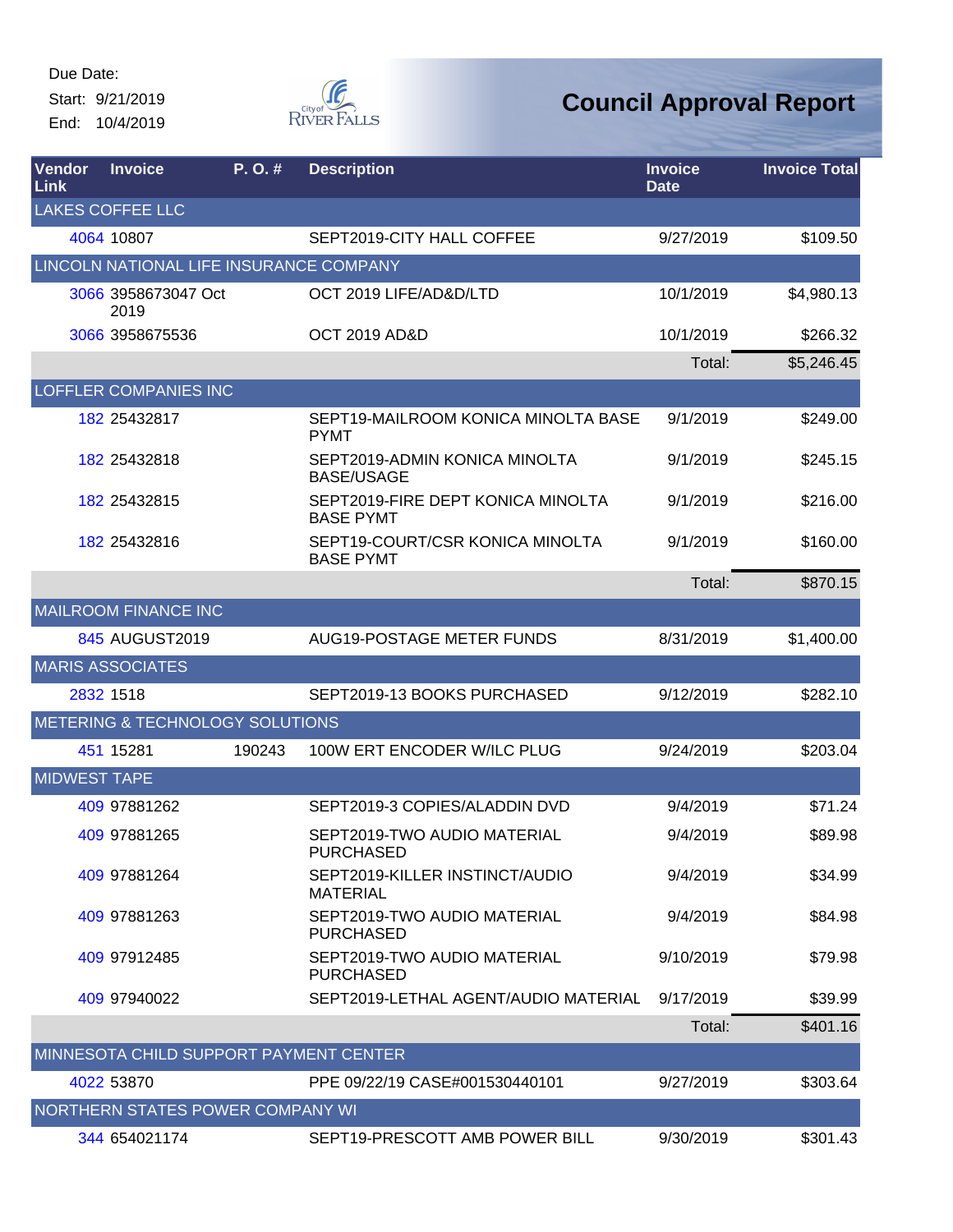Due Date:
Start: 9/21/2019
End: 10/4/2019

# Council Approval Report

| Vendor Link | Invoice | P. O. # | Description | Invoice Date | Invoice Total |
|---|---|---|---|---|---|
| LAKES COFFEE LLC | | | | | |
| 4064 | 10807 | | SEPT2019-CITY HALL COFFEE | 9/27/2019 | $109.50 |
| LINCOLN NATIONAL LIFE INSURANCE COMPANY | | | | | |
| 3066 | 3958673047 Oct 2019 | | OCT 2019 LIFE/AD&D/LTD | 10/1/2019 | $4,980.13 |
| 3066 | 3958675536 | | OCT 2019 AD&D | 10/1/2019 | $266.32 |
| | | | | Total: | $5,246.45 |
| LOFFLER COMPANIES INC | | | | | |
| 182 | 25432817 | | SEPT19-MAILROOM KONICA MINOLTA BASE PYMT | 9/1/2019 | $249.00 |
| 182 | 25432818 | | SEPT2019-ADMIN KONICA MINOLTA BASE/USAGE | 9/1/2019 | $245.15 |
| 182 | 25432815 | | SEPT2019-FIRE DEPT KONICA MINOLTA BASE PYMT | 9/1/2019 | $216.00 |
| 182 | 25432816 | | SEPT19-COURT/CSR KONICA MINOLTA BASE PYMT | 9/1/2019 | $160.00 |
| | | | | Total: | $870.15 |
| MAILROOM FINANCE INC | | | | | |
| 845 | AUGUST2019 | | AUG19-POSTAGE METER FUNDS | 8/31/2019 | $1,400.00 |
| MARIS ASSOCIATES | | | | | |
| 2832 | 1518 | | SEPT2019-13 BOOKS PURCHASED | 9/12/2019 | $282.10 |
| METERING & TECHNOLOGY SOLUTIONS | | | | | |
| 451 | 15281 | 190243 | 100W ERT ENCODER W/ILC PLUG | 9/24/2019 | $203.04 |
| MIDWEST TAPE | | | | | |
| 409 | 97881262 | | SEPT2019-3 COPIES/ALADDIN DVD | 9/4/2019 | $71.24 |
| 409 | 97881265 | | SEPT2019-TWO AUDIO MATERIAL PURCHASED | 9/4/2019 | $89.98 |
| 409 | 97881264 | | SEPT2019-KILLER INSTINCT/AUDIO MATERIAL | 9/4/2019 | $34.99 |
| 409 | 97881263 | | SEPT2019-TWO AUDIO MATERIAL PURCHASED | 9/4/2019 | $84.98 |
| 409 | 97912485 | | SEPT2019-TWO AUDIO MATERIAL PURCHASED | 9/10/2019 | $79.98 |
| 409 | 97940022 | | SEPT2019-LETHAL AGENT/AUDIO MATERIAL | 9/17/2019 | $39.99 |
| | | | | Total: | $401.16 |
| MINNESOTA CHILD SUPPORT PAYMENT CENTER | | | | | |
| 4022 | 53870 | | PPE 09/22/19 CASE#001530440101 | 9/27/2019 | $303.64 |
| NORTHERN STATES POWER COMPANY WI | | | | | |
| 344 | 654021174 | | SEPT19-PRESCOTT AMB POWER BILL | 9/30/2019 | $301.43 |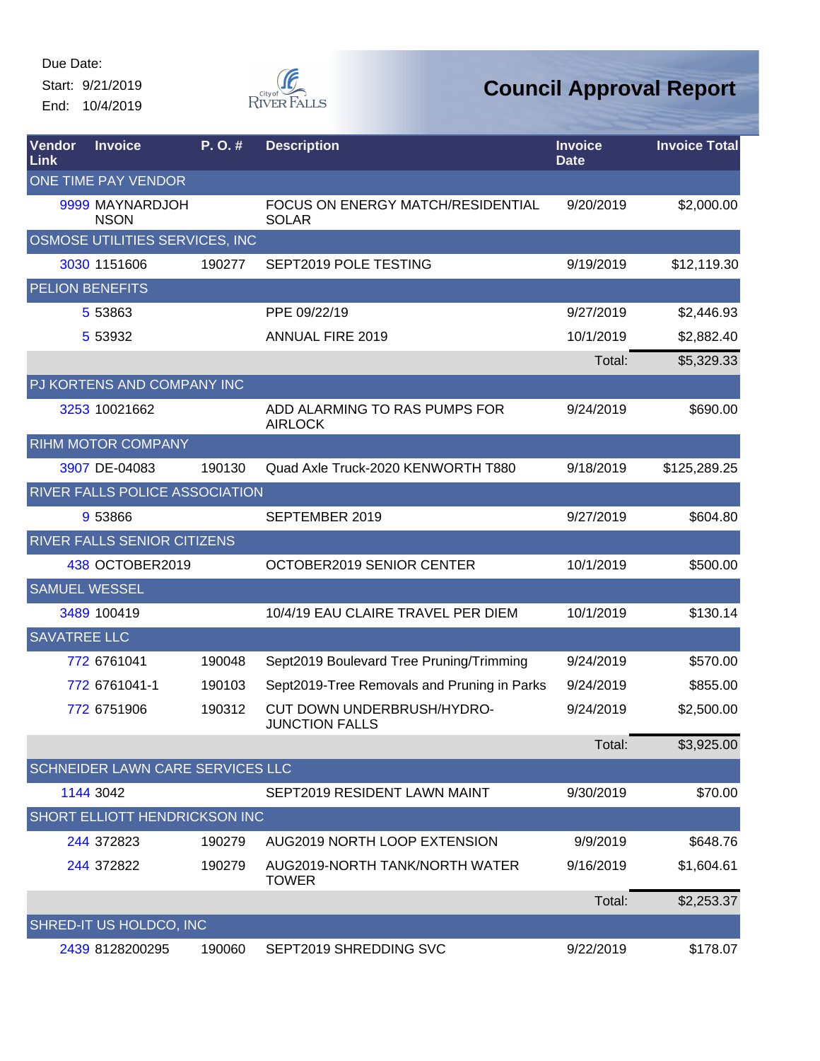Due Date:
Start: 9/21/2019
End: 10/4/2019

City of River Falls

# Council Approval Report

| Vendor Link | Invoice | P. O. # | Description | Invoice Date | Invoice Total |
|---|---|---|---|---|---|
| ONE TIME PAY VENDOR | | | | | |
| 9999 | MAYNARDJOHNSON | | FOCUS ON ENERGY MATCH/RESIDENTIAL SOLAR | 9/20/2019 | $2,000.00 |
| OSMOSE UTILITIES SERVICES, INC | | | | | |
| 3030 | 1151606 | 190277 | SEPT2019 POLE TESTING | 9/19/2019 | $12,119.30 |
| PELION BENEFITS | | | | | |
| 5 | 53863 | | PPE 09/22/19 | 9/27/2019 | $2,446.93 |
| 5 | 53932 | | ANNUAL FIRE 2019 | 10/1/2019 | $2,882.40 |
| | | | | Total: | $5,329.33 |
| PJ KORTENS AND COMPANY INC | | | | | |
| 3253 | 10021662 | | ADD ALARMING TO RAS PUMPS FOR AIRLOCK | 9/24/2019 | $690.00 |
| RIHM MOTOR COMPANY | | | | | |
| 3907 | DE-04083 | 190130 | Quad Axle Truck-2020 KENWORTH T880 | 9/18/2019 | $125,289.25 |
| RIVER FALLS POLICE ASSOCIATION | | | | | |
| 9 | 53866 | | SEPTEMBER 2019 | 9/27/2019 | $604.80 |
| RIVER FALLS SENIOR CITIZENS | | | | | |
| 438 | OCTOBER2019 | | OCTOBER2019 SENIOR CENTER | 10/1/2019 | $500.00 |
| SAMUEL WESSEL | | | | | |
| 3489 | 100419 | | 10/4/19 EAU CLAIRE TRAVEL PER DIEM | 10/1/2019 | $130.14 |
| SAVATREE LLC | | | | | |
| 772 | 6761041 | 190048 | Sept2019 Boulevard Tree Pruning/Trimming | 9/24/2019 | $570.00 |
| 772 | 6761041-1 | 190103 | Sept2019-Tree Removals and Pruning in Parks | 9/24/2019 | $855.00 |
| 772 | 6751906 | 190312 | CUT DOWN UNDERBRUSH/HYDRO-JUNCTION FALLS | 9/24/2019 | $2,500.00 |
| | | | | Total: | $3,925.00 |
| SCHNEIDER LAWN CARE SERVICES LLC | | | | | |
| 1144 | 3042 | | SEPT2019 RESIDENT LAWN MAINT | 9/30/2019 | $70.00 |
| SHORT ELLIOTT HENDRICKSON INC | | | | | |
| 244 | 372823 | 190279 | AUG2019 NORTH LOOP EXTENSION | 9/9/2019 | $648.76 |
| 244 | 372822 | 190279 | AUG2019-NORTH TANK/NORTH WATER TOWER | 9/16/2019 | $1,604.61 |
| | | | | Total: | $2,253.37 |
| SHRED-IT US HOLDCO, INC | | | | | |
| 2439 | 8128200295 | 190060 | SEPT2019 SHREDDING SVC | 9/22/2019 | $178.07 |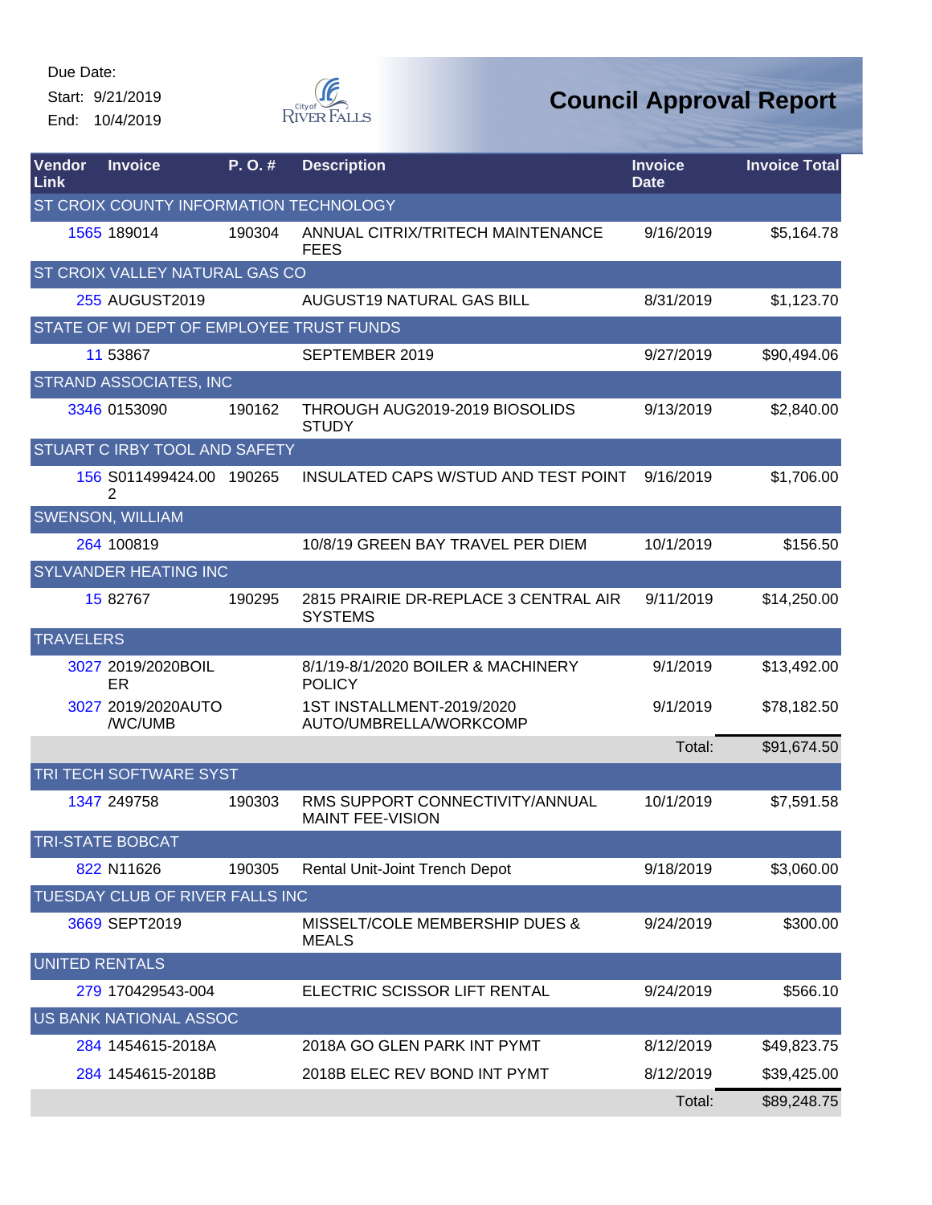Due Date:
Start: 9/21/2019
End: 10/4/2019

# Council Approval Report

| Vendor Link | Invoice | P. O. # | Description | Invoice Date | Invoice Total |
|---|---|---|---|---|---|
| ST CROIX COUNTY INFORMATION TECHNOLOGY | | | | | |
| 1565 | 189014 | 190304 | ANNUAL CITRIX/TRITECH MAINTENANCE FEES | 9/16/2019 | $5,164.78 |
| ST CROIX VALLEY NATURAL GAS CO | | | | | |
| 255 | AUGUST2019 | | AUGUST19 NATURAL GAS BILL | 8/31/2019 | $1,123.70 |
| STATE OF WI DEPT OF EMPLOYEE TRUST FUNDS | | | | | |
| 11 | 53867 | | SEPTEMBER 2019 | 9/27/2019 | $90,494.06 |
| STRAND ASSOCIATES, INC | | | | | |
| 3346 | 0153090 | 190162 | THROUGH AUG2019-2019 BIOSOLIDS STUDY | 9/13/2019 | $2,840.00 |
| STUART C IRBY TOOL AND SAFETY | | | | | |
| 156 | S011499424.002 | 190265 | INSULATED CAPS W/STUD AND TEST POINT | 9/16/2019 | $1,706.00 |
| SWENSON, WILLIAM | | | | | |
| 264 | 100819 | | 10/8/19 GREEN BAY TRAVEL PER DIEM | 10/1/2019 | $156.50 |
| SYLVANDER HEATING INC | | | | | |
| 15 | 82767 | 190295 | 2815 PRAIRIE DR-REPLACE 3 CENTRAL AIR SYSTEMS | 9/11/2019 | $14,250.00 |
| TRAVELERS | | | | | |
| 3027 | 2019/2020BOILER | | 8/1/19-8/1/2020 BOILER & MACHINERY POLICY | 9/1/2019 | $13,492.00 |
| 3027 | 2019/2020AUTO/WC/UMB | | 1ST INSTALLMENT-2019/2020 AUTO/UMBRELLA/WORKCOMP | 9/1/2019 | $78,182.50 |
| | | | | Total: | $91,674.50 |
| TRI TECH SOFTWARE SYST | | | | | |
| 1347 | 249758 | 190303 | RMS SUPPORT CONNECTIVITY/ANNUAL MAINT FEE-VISION | 10/1/2019 | $7,591.58 |
| TRI-STATE BOBCAT | | | | | |
| 822 | N11626 | 190305 | Rental Unit-Joint Trench Depot | 9/18/2019 | $3,060.00 |
| TUESDAY CLUB OF RIVER FALLS INC | | | | | |
| 3669 | SEPT2019 | | MISSELT/COLE MEMBERSHIP DUES & MEALS | 9/24/2019 | $300.00 |
| UNITED RENTALS | | | | | |
| 279 | 170429543-004 | | ELECTRIC SCISSOR LIFT RENTAL | 9/24/2019 | $566.10 |
| US BANK NATIONAL ASSOC | | | | | |
| 284 | 1454615-2018A | | 2018A GO GLEN PARK INT PYMT | 8/12/2019 | $49,823.75 |
| 284 | 1454615-2018B | | 2018B ELEC REV BOND INT PYMT | 8/12/2019 | $39,425.00 |
| | | | | Total: | $89,248.75 |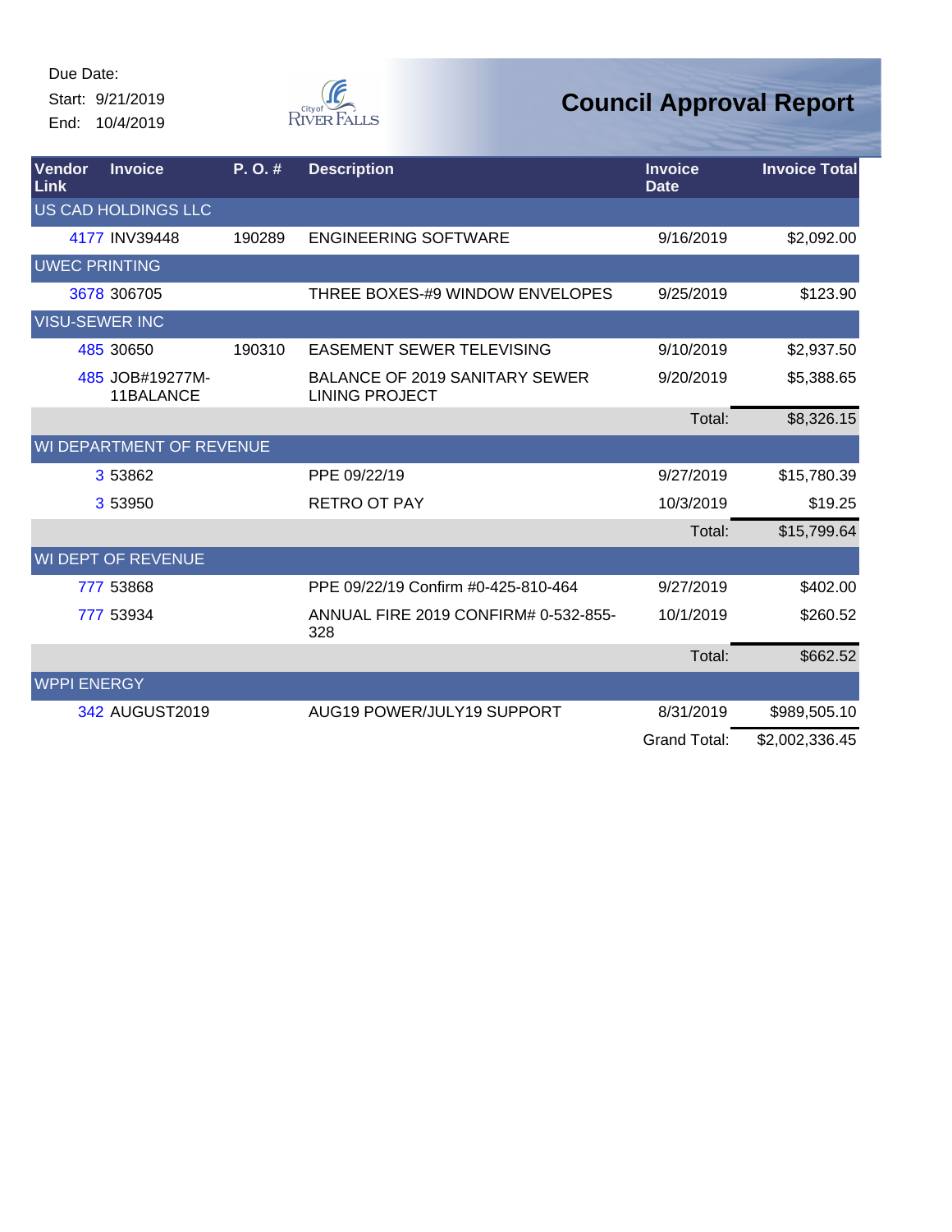Due Date:
Start: 9/21/2019
End: 10/4/2019

# Council Approval Report

| Vendor Link | Invoice | P. O. # | Description | Invoice Date | Invoice Total |
|---|---|---|---|---|---|
| US CAD HOLDINGS LLC | | | | | |
| 4177 | INV39448 | 190289 | ENGINEERING SOFTWARE | 9/16/2019 | $2,092.00 |
| UWEC PRINTING | | | | | |
| 3678 | 306705 | | THREE BOXES-#9 WINDOW ENVELOPES | 9/25/2019 | $123.90 |
| VISU-SEWER INC | | | | | |
| 485 | 30650 | 190310 | EASEMENT SEWER TELEVISING | 9/10/2019 | $2,937.50 |
| 485 | JOB#19277M-11BALANCE | | BALANCE OF 2019 SANITARY SEWER LINING PROJECT | 9/20/2019 | $5,388.65 |
| | | | | Total: | $8,326.15 |
| WI DEPARTMENT OF REVENUE | | | | | |
| 3 | 53862 | | PPE 09/22/19 | 9/27/2019 | $15,780.39 |
| 3 | 53950 | | RETRO OT PAY | 10/3/2019 | $19.25 |
| | | | | Total: | $15,799.64 |
| WI DEPT OF REVENUE | | | | | |
| 777 | 53868 | | PPE 09/22/19 Confirm #0-425-810-464 | 9/27/2019 | $402.00 |
| 777 | 53934 | | ANNUAL FIRE 2019 CONFIRM# 0-532-855-328 | 10/1/2019 | $260.52 |
| | | | | Total: | $662.52 |
| WPPI ENERGY | | | | | |
| 342 | AUGUST2019 | | AUG19 POWER/JULY19 SUPPORT | 8/31/2019 | $989,505.10 |
| | | | | Grand Total: | $2,002,336.45 |